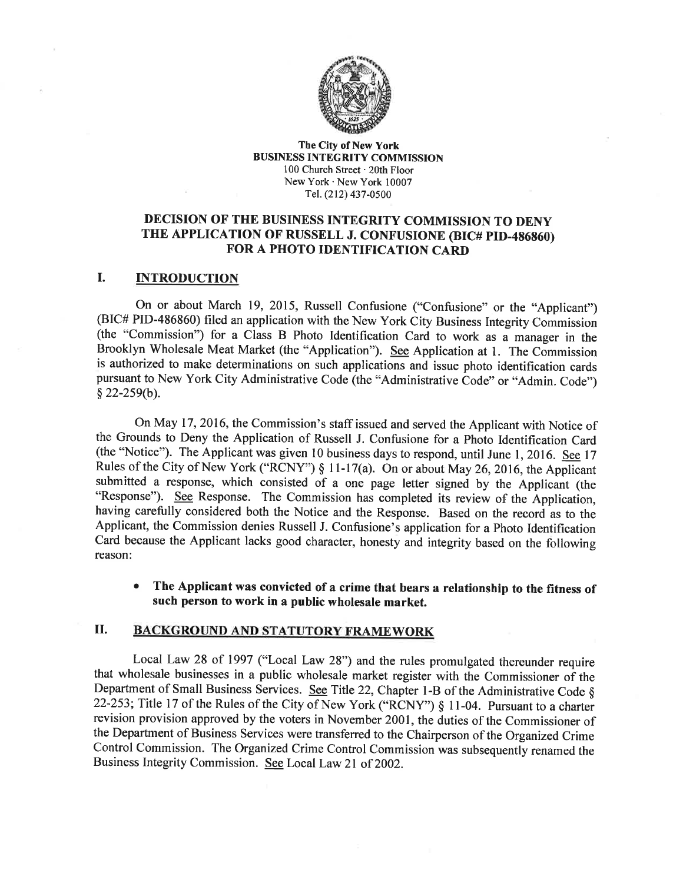The City of New York
**BUSINESS INTEGRITY COMMISSION**
100 Church Street · 20th Floor
New York · New York 10007
Tel. (212) 437-0500

# DECISION OF THE BUSINESS INTEGRITY COMMISSION TO DENY THE APPLICATION OF RUSSELL J. CONFUSIONE (BIC# PID-486860) FOR A PHOTO IDENTIFICATION CARD

## I. INTRODUCTION

On or about March 19, 2015, Russell Confusione ("Confusione" or the "Applicant") (BIC# PID-486860) filed an application with the New York City Business Integrity Commission (the "Commission") for a Class B Photo Identification Card to work as a manager in the Brooklyn Wholesale Meat Market (the "Application"). See Application at 1. The Commission is authorized to make determinations on such applications and issue photo identification cards pursuant to New York City Administrative Code (the "Administrative Code" or "Admin. Code") § 22-259(b).

On May 17, 2016, the Commission's staff issued and served the Applicant with Notice of the Grounds to Deny the Application of Russell J. Confusione for a Photo Identification Card (the "Notice"). The Applicant was given 10 business days to respond, until June 1, 2016. See 17 Rules of the City of New York ("RCNY") § 11-17(a). On or about May 26, 2016, the Applicant submitted a response, which consisted of a one page letter signed by the Applicant (the "Response"). See Response. The Commission has completed its review of the Application, having carefully considered both the Notice and the Response. Based on the record as to the Applicant, the Commission denies Russell J. Confusione's application for a Photo Identification Card because the Applicant lacks good character, honesty and integrity based on the following reason:

- **The Applicant was convicted of a crime that bears a relationship to the fitness of such person to work in a public wholesale market.**

## II. BACKGROUND AND STATUTORY FRAMEWORK

Local Law 28 of 1997 ("Local Law 28") and the rules promulgated thereunder require that wholesale businesses in a public wholesale market register with the Commissioner of the Department of Small Business Services. See Title 22, Chapter 1-B of the Administrative Code § 22-253; Title 17 of the Rules of the City of New York ("RCNY") § 11-04. Pursuant to a charter revision provision approved by the voters in November 2001, the duties of the Commissioner of the Department of Business Services were transferred to the Chairperson of the Organized Crime Control Commission. The Organized Crime Control Commission was subsequently renamed the Business Integrity Commission. See Local Law 21 of 2002.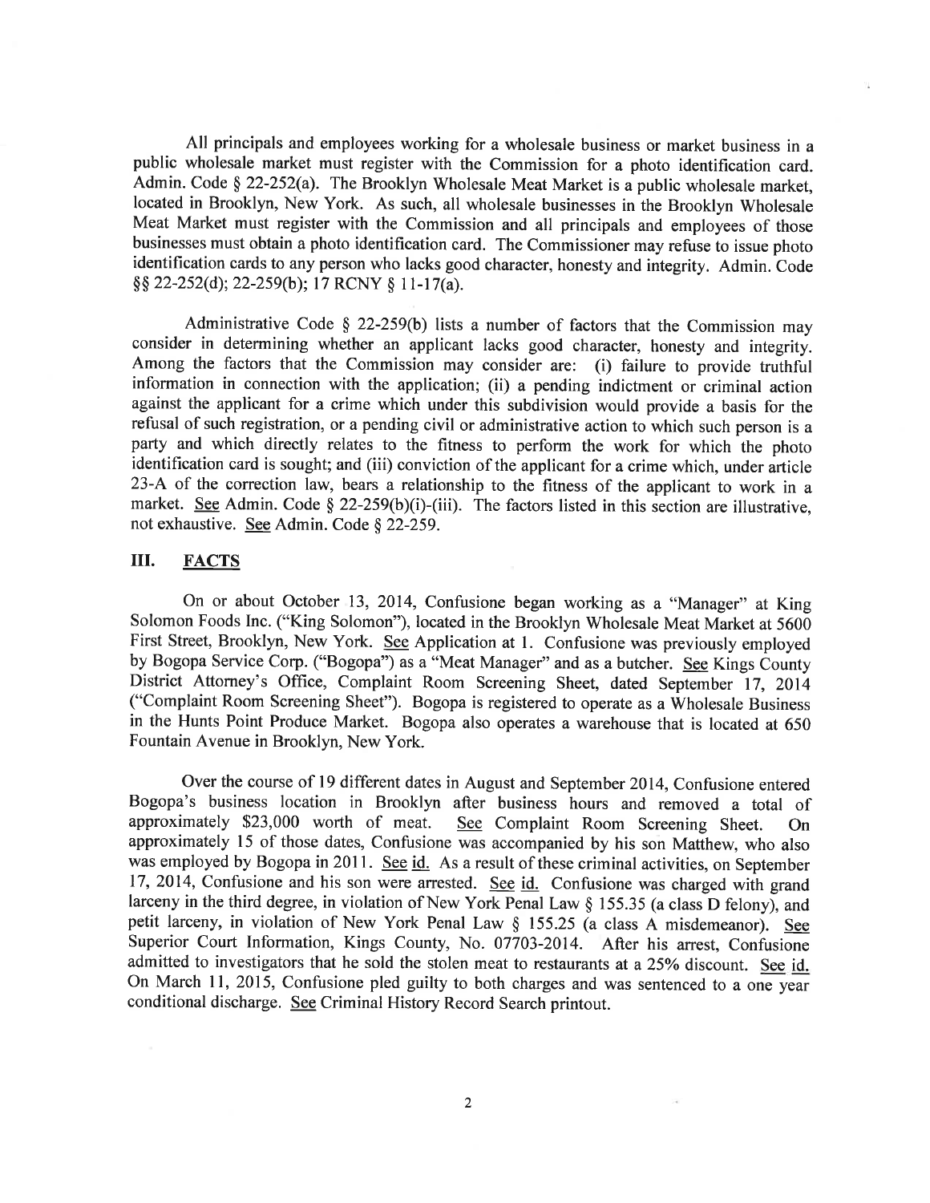All principals and employees working for a wholesale business or market business in a public wholesale market must register with the Commission for a photo identification card. Admin. Code § 22-252(a). The Brooklyn Wholesale Meat Market is a public wholesale market, located in Brooklyn, New York. As such, all wholesale businesses in the Brooklyn Wholesale Meat Market must register with the Commission and all principals and employees of those businesses must obtain a photo identification card. The Commissioner may refuse to issue photo identification cards to any person who lacks good character, honesty and integrity. Admin. Code §§ 22-252(d); 22-259(b); 17 RCNY § 11-17(a).

Administrative Code § 22-259(b) lists a number of factors that the Commission may consider in determining whether an applicant lacks good character, honesty and integrity. Among the factors that the Commission may consider are: (i) failure to provide truthful information in connection with the application; (ii) a pending indictment or criminal action against the applicant for a crime which under this subdivision would provide a basis for the refusal of such registration, or a pending civil or administrative action to which such person is a party and which directly relates to the fitness to perform the work for which the photo identification card is sought; and (iii) conviction of the applicant for a crime which, under article 23-A of the correction law, bears a relationship to the fitness of the applicant to work in a market. See Admin. Code § 22-259(b)(i)-(iii). The factors listed in this section are illustrative, not exhaustive. See Admin. Code § 22-259.

## III. FACTS

On or about October 13, 2014, Confusione began working as a "Manager" at King Solomon Foods Inc. ("King Solomon"), located in the Brooklyn Wholesale Meat Market at 5600 First Street, Brooklyn, New York. See Application at 1. Confusione was previously employed by Bogopa Service Corp. ("Bogopa") as a "Meat Manager" and as a butcher. See Kings County District Attorney's Office, Complaint Room Screening Sheet, dated September 17, 2014 ("Complaint Room Screening Sheet"). Bogopa is registered to operate as a Wholesale Business in the Hunts Point Produce Market. Bogopa also operates a warehouse that is located at 650 Fountain Avenue in Brooklyn, New York.

Over the course of 19 different dates in August and September 2014, Confusione entered Bogopa's business location in Brooklyn after business hours and removed a total of approximately $23,000 worth of meat. See Complaint Room Screening Sheet. On approximately 15 of those dates, Confusione was accompanied by his son Matthew, who also was employed by Bogopa in 2011. See id. As a result of these criminal activities, on September 17, 2014, Confusione and his son were arrested. See id. Confusione was charged with grand larceny in the third degree, in violation of New York Penal Law § 155.35 (a class D felony), and petit larceny, in violation of New York Penal Law § 155.25 (a class A misdemeanor). See Superior Court Information, Kings County, No. 07703-2014. After his arrest, Confusione admitted to investigators that he sold the stolen meat to restaurants at a 25% discount. See id. On March 11, 2015, Confusione pled guilty to both charges and was sentenced to a one year conditional discharge. See Criminal History Record Search printout.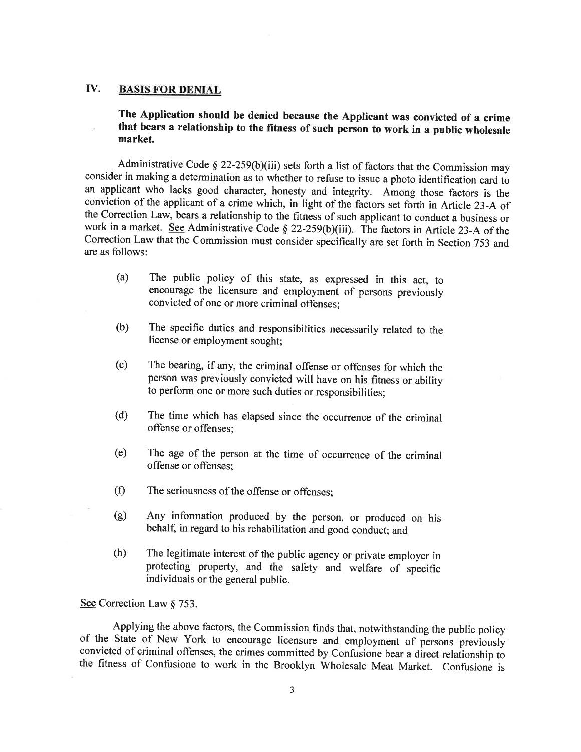## IV. BASIS FOR DENIAL

**The Application should be denied because the Applicant was convicted of a crime that bears a relationship to the fitness of such person to work in a public wholesale market.**

Administrative Code § 22-259(b)(iii) sets forth a list of factors that the Commission may consider in making a determination as to whether to refuse to issue a photo identification card to an applicant who lacks good character, honesty and integrity. Among those factors is the conviction of the applicant of a crime which, in light of the factors set forth in Article 23-A of the Correction Law, bears a relationship to the fitness of such applicant to conduct a business or work in a market. See Administrative Code § 22-259(b)(iii). The factors in Article 23-A of the Correction Law that the Commission must consider specifically are set forth in Section 753 and are as follows:

(a) The public policy of this state, as expressed in this act, to encourage the licensure and employment of persons previously convicted of one or more criminal offenses;

(b) The specific duties and responsibilities necessarily related to the license or employment sought;

(c) The bearing, if any, the criminal offense or offenses for which the person was previously convicted will have on his fitness or ability to perform one or more such duties or responsibilities;

(d) The time which has elapsed since the occurrence of the criminal offense or offenses;

(e) The age of the person at the time of occurrence of the criminal offense or offenses;

(f) The seriousness of the offense or offenses;

(g) Any information produced by the person, or produced on his behalf, in regard to his rehabilitation and good conduct; and

(h) The legitimate interest of the public agency or private employer in protecting property, and the safety and welfare of specific individuals or the general public.

See Correction Law § 753.

Applying the above factors, the Commission finds that, notwithstanding the public policy of the State of New York to encourage licensure and employment of persons previously convicted of criminal offenses, the crimes committed by Confusione bear a direct relationship to the fitness of Confusione to work in the Brooklyn Wholesale Meat Market. Confusione is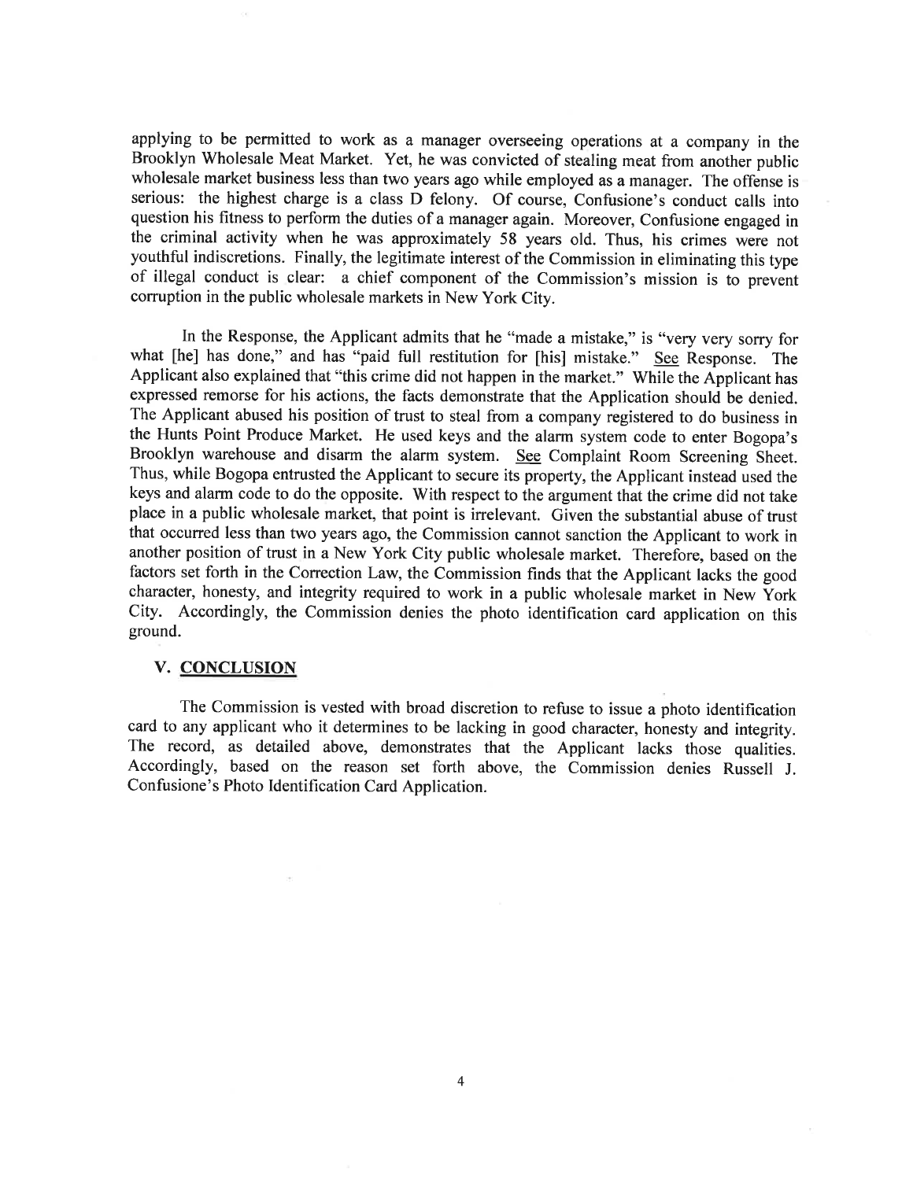applying to be permitted to work as a manager overseeing operations at a company in the Brooklyn Wholesale Meat Market. Yet, he was convicted of stealing meat from another public wholesale market business less than two years ago while employed as a manager. The offense is serious: the highest charge is a class D felony. Of course, Confusione's conduct calls into question his fitness to perform the duties of a manager again. Moreover, Confusione engaged in the criminal activity when he was approximately 58 years old. Thus, his crimes were not youthful indiscretions. Finally, the legitimate interest of the Commission in eliminating this type of illegal conduct is clear: a chief component of the Commission's mission is to prevent corruption in the public wholesale markets in New York City.

In the Response, the Applicant admits that he "made a mistake," is "very very sorry for what [he] has done," and has "paid full restitution for [his] mistake." See Response. The Applicant also explained that "this crime did not happen in the market." While the Applicant has expressed remorse for his actions, the facts demonstrate that the Application should be denied. The Applicant abused his position of trust to steal from a company registered to do business in the Hunts Point Produce Market. He used keys and the alarm system code to enter Bogopa's Brooklyn warehouse and disarm the alarm system. See Complaint Room Screening Sheet. Thus, while Bogopa entrusted the Applicant to secure its property, the Applicant instead used the keys and alarm code to do the opposite. With respect to the argument that the crime did not take place in a public wholesale market, that point is irrelevant. Given the substantial abuse of trust that occurred less than two years ago, the Commission cannot sanction the Applicant to work in another position of trust in a New York City public wholesale market. Therefore, based on the factors set forth in the Correction Law, the Commission finds that the Applicant lacks the good character, honesty, and integrity required to work in a public wholesale market in New York City. Accordingly, the Commission denies the photo identification card application on this ground.

## V. CONCLUSION

The Commission is vested with broad discretion to refuse to issue a photo identification card to any applicant who it determines to be lacking in good character, honesty and integrity. The record, as detailed above, demonstrates that the Applicant lacks those qualities. Accordingly, based on the reason set forth above, the Commission denies Russell J. Confusione's Photo Identification Card Application.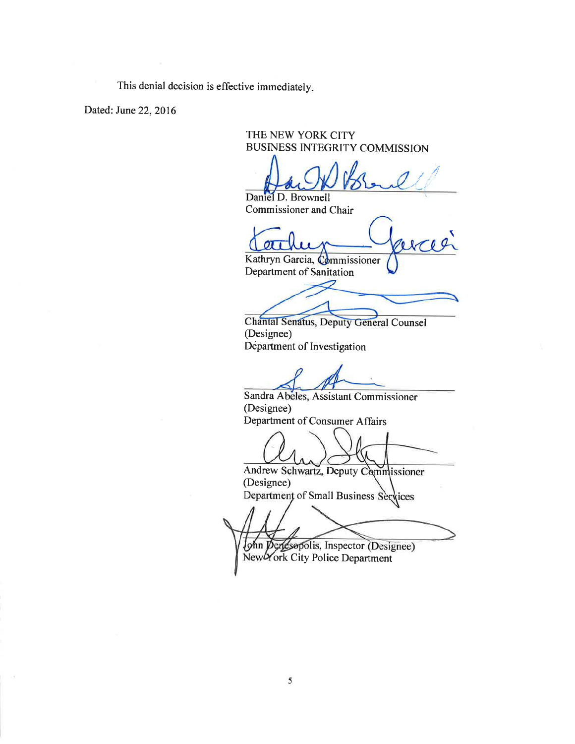This denial decision is effective immediately.

Dated: June 22, 2016

THE NEW YORK CITY
BUSINESS INTEGRITY COMMISSION

Daniel D. Brownell
Commissioner and Chair

Kathryn Garcia, Commissioner
Department of Sanitation

Chantal Senatus, Deputy General Counsel
(Designee)
Department of Investigation

Sandra Abeles, Assistant Commissioner
(Designee)
Department of Consumer Affairs

Andrew Schwartz, Deputy Commissioner
(Designee)
Department of Small Business Services

John Deresopolis, Inspector (Designee)
New York City Police Department